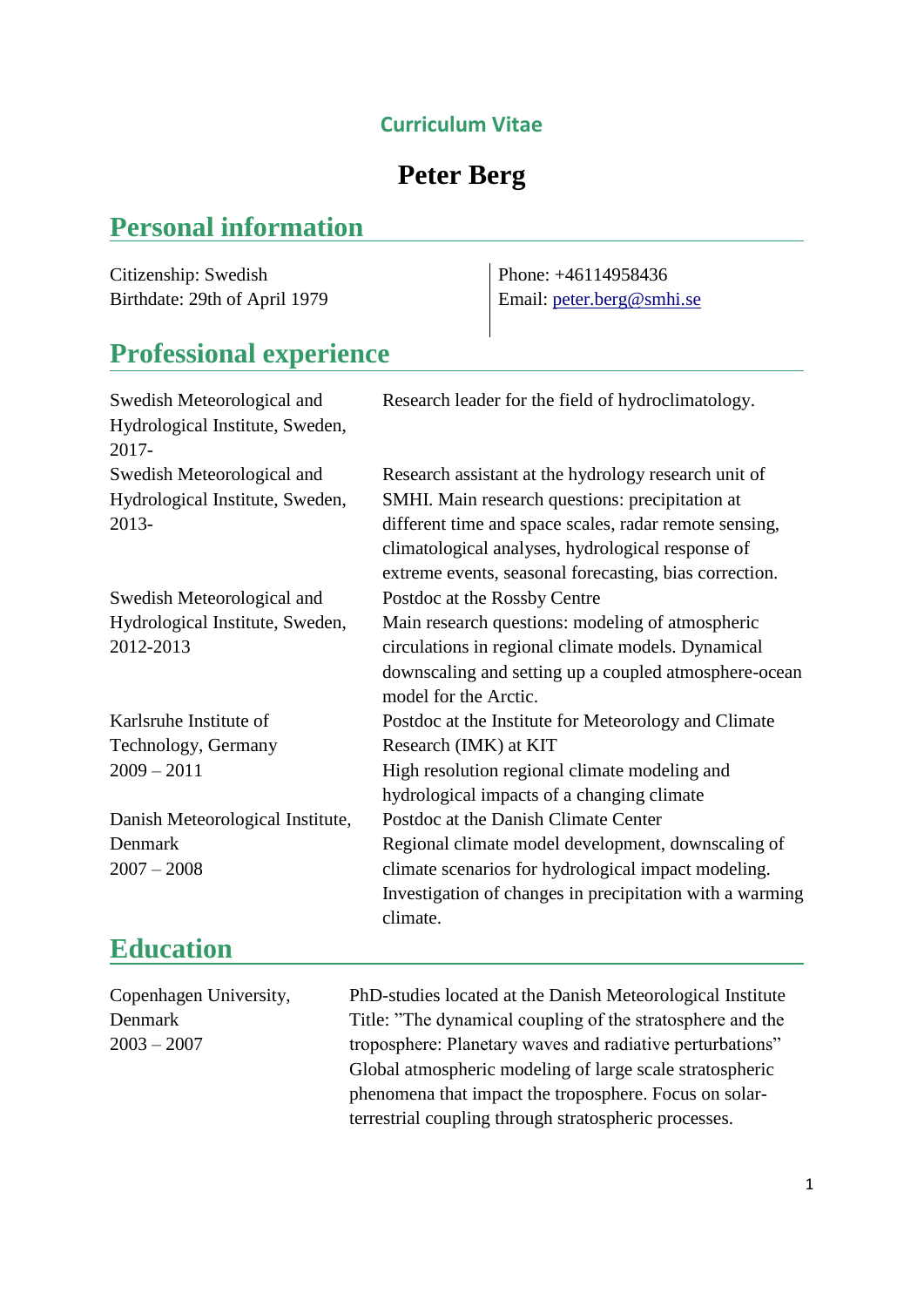# Curriculum Vitae

# Peter Berg

## Personal information

Citizenship: Swedish
Birthdate: 29th of April 1979

Phone: +46114958436
Email: peter.berg@smhi.se

## Professional experience

| | |
|---|---|
| Swedish Meteorological and Hydrological Institute, Sweden, 2017- | Research leader for the field of hydroclimatology. |
| Swedish Meteorological and Hydrological Institute, Sweden, 2013- | Research assistant at the hydrology research unit of SMHI. Main research questions: precipitation at different time and space scales, radar remote sensing, climatological analyses, hydrological response of extreme events, seasonal forecasting, bias correction. |
| Swedish Meteorological and Hydrological Institute, Sweden, 2012-2013 | Postdoc at the Rossby Centre<br>Main research questions: modeling of atmospheric circulations in regional climate models. Dynamical downscaling and setting up a coupled atmosphere-ocean model for the Arctic. |
| Karlsruhe Institute of Technology, Germany<br>2009 – 2011 | Postdoc at the Institute for Meteorology and Climate Research (IMK) at KIT<br>High resolution regional climate modeling and hydrological impacts of a changing climate |
| Danish Meteorological Institute, Denmark<br>2007 – 2008 | Postdoc at the Danish Climate Center<br>Regional climate model development, downscaling of climate scenarios for hydrological impact modeling. Investigation of changes in precipitation with a warming climate. |

## Education

| | |
|---|---|
| Copenhagen University, Denmark<br>2003 – 2007 | PhD-studies located at the Danish Meteorological Institute<br>Title: ”The dynamical coupling of the stratosphere and the troposphere: Planetary waves and radiative perturbations”<br>Global atmospheric modeling of large scale stratospheric phenomena that impact the troposphere. Focus on solar-terrestrial coupling through stratospheric processes. |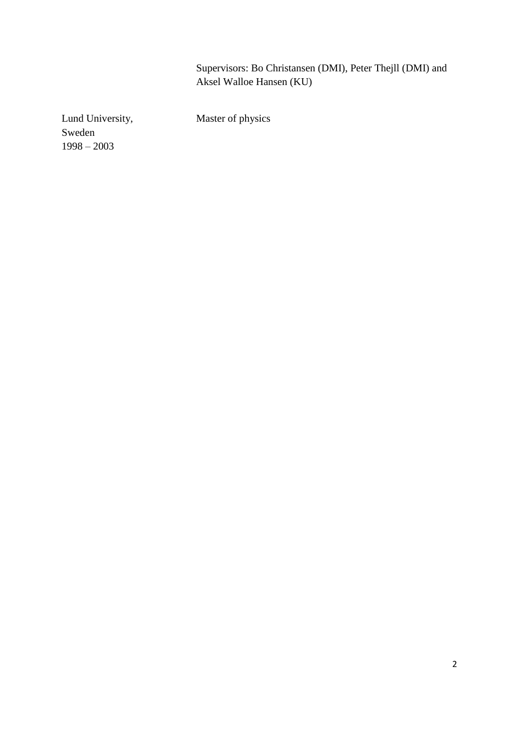Supervisors: Bo Christansen (DMI), Peter Thejll (DMI) and Aksel Walloe Hansen (KU)

| | |
|---|---|
| Lund University, Sweden 1998 – 2003 | Master of physics |